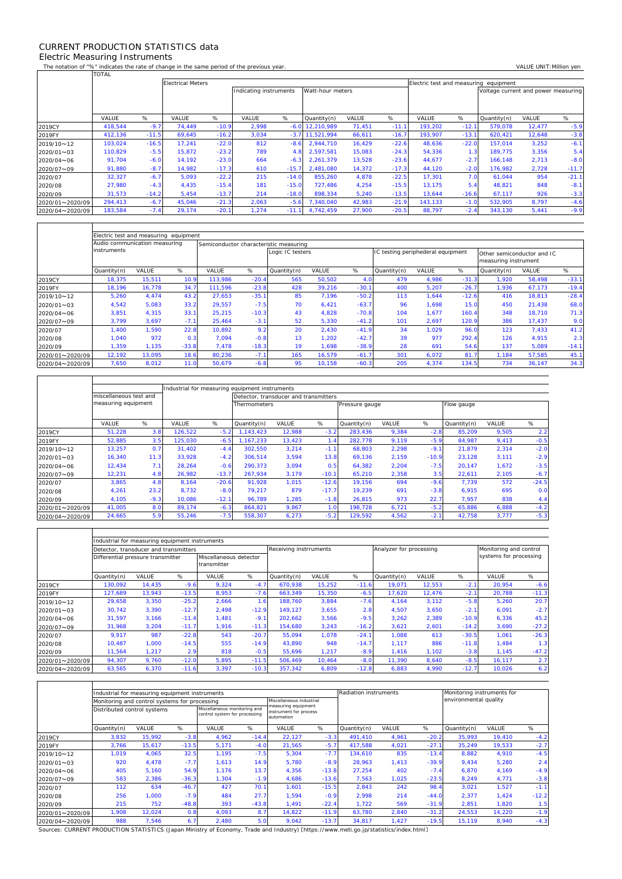# CURRENT PRODUCTION STATISTICS data

## Electric Measuring Instruments

The notation of "%" indicates the rate of change in the same period of the previous year.

VALUE UNIT:Million yen

| | TOTAL | | Electrical Meters | | | | | | | Electric test and measuring equipment | | | | |
|---|---|---|---|---|---|---|---|---|---|---|---|---|---|---|
| | | | | | Indicating instruments | | Watt-hour meters | | | | | Voltage current and power measuring | | |
| | VALUE | % | VALUE | % | VALUE | % | Quantity(n) | VALUE | % | VALUE | % | Quantity(n) | VALUE | % |
| 2019CY | 418,544 | -9.7 | 74,449 | -10.9 | 2,998 | -6.0 | 12,210,989 | 71,451 | -11.1 | 193,202 | -12.1 | 579,078 | 12,477 | -5.9 |
| 2019FY | 412,136 | -11.5 | 69,645 | -16.2 | 3,034 | -3.7 | 11,521,994 | 66,611 | -16.7 | 193,907 | -13.1 | 620,421 | 12,648 | -3.8 |
| 2019/10～12 | 103,024 | -16.5 | 17,241 | -22.0 | 812 | -8.6 | 2,944,710 | 16,429 | -22.6 | 48,636 | -22.0 | 157,014 | 3,252 | -6.1 |
| 2020/01～03 | 110,829 | -5.5 | 15,872 | -23.2 | 789 | 4.8 | 2,597,581 | 15,083 | -24.3 | 54,336 | 1.3 | 189,775 | 3,356 | 5.4 |
| 2020/04～06 | 91,704 | -6.0 | 14,192 | -23.0 | 664 | -6.3 | 2,261,379 | 13,528 | -23.6 | 44,677 | -2.7 | 166,148 | 2,713 | -8.0 |
| 2020/07～09 | 91,880 | -8.7 | 14,982 | -17.3 | 610 | -15.7 | 2,481,080 | 14,372 | -17.3 | 44,120 | -2.0 | 176,982 | 2,728 | -11.7 |
| 2020/07 | 32,327 | -6.7 | 5,093 | -22.2 | 215 | -14.0 | 855,260 | 4,878 | -22.5 | 17,301 | 7.0 | 61,044 | 954 | -21.1 |
| 2020/08 | 27,980 | -4.3 | 4,435 | -15.4 | 181 | -15.0 | 727,486 | 4,254 | -15.5 | 13,175 | 5.4 | 48,821 | 848 | -8.1 |
| 2020/09 | 31,573 | -14.2 | 5,454 | -13.7 | 214 | -18.0 | 898,334 | 5,240 | -13.5 | 13,644 | -16.6 | 67,117 | 926 | -3.3 |
| 2020/01～2020/09 | 294,413 | -6.7 | 45,046 | -21.3 | 2,063 | -5.6 | 7,340,040 | 42,983 | -21.9 | 143,133 | -1.0 | 532,905 | 8,797 | -4.6 |
| 2020/04～2020/09 | 183,584 | -7.4 | 29,174 | -20.1 | 1,274 | -11.1 | 4,742,459 | 27,900 | -20.5 | 88,797 | -2.4 | 343,130 | 5,441 | -9.9 |

| | Electric test and measuring equipment | | | | | | | | | | | | | |
|---|---|---|---|---|---|---|---|---|---|---|---|---|---|---|
| | Audio communication measuring instruments | | | Semiconductor characteristic measuring | | | | | | | | | | |
| | | | | | | Logic IC testers | | | IC testing peripheheral equipment | | | Other semiconductor and IC measuring instrument | | |
| | Quantity(n) | VALUE | % | VALUE | % | Quantity(n) | VALUE | % | Quantity(n) | VALUE | % | Quantity(n) | VALUE | % |
| 2019CY | 18,375 | 15,511 | 10.9 | 113,986 | -20.4 | 565 | 50,502 | 4.0 | 479 | 4,986 | -31.3 | 1,920 | 58,498 | -33.1 |
| 2019FY | 18,196 | 16,778 | 34.7 | 111,596 | -23.8 | 428 | 39,216 | -30.1 | 400 | 5,207 | -26.7 | 1,936 | 67,173 | -19.4 |
| 2019/10～12 | 5,260 | 4,474 | 43.2 | 27,653 | -35.1 | 85 | 7,196 | -50.2 | 113 | 1,644 | -12.6 | 416 | 18,813 | -28.4 |
| 2020/01～03 | 4,542 | 5,083 | 33.2 | 29,557 | -7.5 | 70 | 6,421 | -63.7 | 96 | 1,698 | 15.0 | 450 | 21,438 | 68.0 |
| 2020/04～06 | 3,851 | 4,315 | 33.1 | 25,215 | -10.3 | 43 | 4,828 | -70.8 | 104 | 1,677 | 160.4 | 348 | 18,710 | 71.3 |
| 2020/07～09 | 3,799 | 3,697 | -7.1 | 25,464 | -3.1 | 52 | 5,330 | -41.2 | 101 | 2,697 | 120.9 | 386 | 17,437 | 9.0 |
| 2020/07 | 1,400 | 1,590 | 22.8 | 10,892 | 9.2 | 20 | 2,430 | -41.9 | 34 | 1,029 | 96.0 | 123 | 7,433 | 41.2 |
| 2020/08 | 1,040 | 972 | 0.3 | 7,094 | -0.8 | 13 | 1,202 | -42.7 | 39 | 977 | 292.4 | 126 | 4,915 | 2.3 |
| 2020/09 | 1,359 | 1,135 | -33.8 | 7,478 | -18.3 | 19 | 1,698 | -38.9 | 28 | 691 | 54.6 | 137 | 5,089 | -14.1 |
| 2020/01～2020/09 | 12,192 | 13,095 | 18.6 | 80,236 | -7.1 | 165 | 16,579 | -61.7 | 301 | 6,072 | 81.7 | 1,184 | 57,585 | 45.1 |
| 2020/04～2020/09 | 7,650 | 8,012 | 11.0 | 50,679 | -6.8 | 95 | 10,158 | -60.3 | 205 | 4,374 | 134.5 | 734 | 36,147 | 34.3 |

| | miscellaneous test and measuring equipment | | Industrial for measuring equipment instruments | | | | | | | | | | | |
|---|---|---|---|---|---|---|---|---|---|---|---|---|---|---|
| | | | | | Detector, transducer and transmitters | | | | | | | | | |
| | | | | | Thermometers | | | Pressure gauge | | | Flow gauge | | | |
| | VALUE | % | VALUE | % | Quantity(n) | VALUE | % | Quantity(n) | VALUE | % | Quantity(n) | VALUE | % | |
| 2019CY | 51,228 | 3.8 | 126,522 | -5.2 | 1,143,423 | 12,988 | -3.2 | 283,436 | 9,384 | -2.8 | 85,209 | 9,505 | 2.2 | |
| 2019FY | 52,885 | 3.5 | 125,030 | -6.5 | 1,167,233 | 13,423 | 1.4 | 282,778 | 9,119 | -5.9 | 84,987 | 9,413 | -0.5 | |
| 2019/10～12 | 13,257 | 0.7 | 31,402 | -4.4 | 302,550 | 3,214 | -1.1 | 68,803 | 2,298 | -9.1 | 21,879 | 2,314 | -2.0 | |
| 2020/01～03 | 16,340 | 11.3 | 33,928 | -4.2 | 306,514 | 3,594 | 13.8 | 69,136 | 2,159 | -10.9 | 23,128 | 3,111 | -2.9 | |
| 2020/04～06 | 12,434 | 7.1 | 28,264 | -0.6 | 290,373 | 3,094 | 0.5 | 64,382 | 2,204 | -7.5 | 20,147 | 1,672 | -3.5 | |
| 2020/07～09 | 12,231 | 4.8 | 26,982 | -13.7 | 267,934 | 3,179 | -10.1 | 65,210 | 2,358 | 3.5 | 22,611 | 2,105 | -6.7 | |
| 2020/07 | 3,865 | 4.8 | 8,164 | -20.6 | 91,928 | 1,015 | -12.6 | 19,156 | 694 | -9.6 | 7,739 | 572 | -24.5 | |
| 2020/08 | 4,261 | 23.2 | 8,732 | -8.0 | 79,217 | 879 | -17.7 | 19,239 | 691 | -3.8 | 6,915 | 695 | 0.0 | |
| 2020/09 | 4,105 | -9.3 | 10,086 | -12.1 | 96,789 | 1,285 | -1.8 | 26,815 | 973 | 22.7 | 7,957 | 838 | 4.4 | |
| 2020/01～2020/09 | 41,005 | 8.0 | 89,174 | -6.3 | 864,821 | 9,867 | 1.0 | 198,728 | 6,721 | -5.2 | 65,886 | 6,888 | -4.2 | |
| 2020/04～2020/09 | 24,665 | 5.9 | 55,246 | -7.5 | 558,307 | 6,273 | -5.2 | 129,592 | 4,562 | -2.1 | 42,758 | 3,777 | -5.3 | |

| | Industrial for measuring equipment instruments | | | | | | | | | | | | |
|---|---|---|---|---|---|---|---|---|---|---|---|---|---|
| | Detector, transducer and transmitters | | | | | Receiving instrruments | | | Analyzer for processing | | | Monitoring and control systems for processing | |
| | Differential pressure transmitter | | | Miscellaneous detector transmitter | | | | | | | | | |
| | Quantity(n) | VALUE | % | VALUE | % | Quantity(n) | VALUE | % | Quantity(n) | VALUE | % | VALUE | % |
| 2019CY | 130,092 | 14,435 | -9.6 | 9,324 | -4.7 | 670,938 | 15,252 | -11.6 | 19,071 | 12,553 | -2.1 | 20,954 | -6.6 |
| 2019FY | 127,689 | 13,943 | -13.5 | 8,953 | -7.6 | 663,349 | 15,350 | -6.5 | 17,620 | 12,476 | -2.1 | 20,788 | -11.3 |
| 2019/10～12 | 29,658 | 3,350 | -25.2 | 2,666 | 1.6 | 188,760 | 3,884 | -7.6 | 4,164 | 3,112 | -5.8 | 5,260 | 20.7 |
| 2020/01～03 | 30,742 | 3,390 | -12.7 | 2,498 | -12.9 | 149,127 | 3,655 | 2.8 | 4,507 | 3,650 | -2.1 | 6,091 | -2.7 |
| 2020/04～06 | 31,597 | 3,166 | -11.4 | 1,481 | -9.1 | 202,662 | 3,566 | -9.5 | 3,262 | 2,389 | -10.9 | 6,336 | 45.2 |
| 2020/07～09 | 31,968 | 3,204 | -11.7 | 1,916 | -11.3 | 154,680 | 3,243 | -16.2 | 3,621 | 2,601 | -14.2 | 3,690 | -27.2 |
| 2020/07 | 9,917 | 987 | -22.8 | 543 | -20.7 | 55,094 | 1,078 | -24.1 | 1,088 | 613 | -30.5 | 1,061 | -26.3 |
| 2020/08 | 10,487 | 1,000 | -14.5 | 555 | -14.9 | 43,890 | 948 | -14.7 | 1,117 | 886 | -11.8 | 1,484 | 1.3 |
| 2020/09 | 11,564 | 1,217 | 2.9 | 818 | -0.5 | 55,696 | 1,217 | -8.9 | 1,416 | 1,102 | -3.8 | 1,145 | -47.2 |
| 2020/01～2020/09 | 94,307 | 9,760 | -12.0 | 5,895 | -11.5 | 506,469 | 10,464 | -8.0 | 11,390 | 8,640 | -8.5 | 16,117 | 2.7 |
| 2020/04～2020/09 | 63,565 | 6,370 | -11.6 | 3,397 | -10.3 | 357,342 | 6,809 | -12.8 | 6,883 | 4,990 | -12.7 | 10,026 | 6.2 |

| | Industrial for measuring equipment instruments | | | | | | | Radiation instruments | | | Monitoring instruments for environmental quality | | |
|---|---|---|---|---|---|---|---|---|---|---|---|---|---|
| | Monitoring and control systems for processing | | | | | Miscellaneous industrial measuring equipment instrument for process automation | | | | | | | |
| | Distributed control systems | | | Miscellaneous monitoring and control system for processing | | | | | | | | | |
| | Quantity(n) | VALUE | % | VALUE | % | VALUE | % | Quantity(n) | VALUE | % | Quantity(n) | VALUE | % |
| 2019CY | 3,832 | 15,992 | -3.8 | 4,962 | -14.4 | 22,127 | -3.3 | 491,410 | 4,961 | -20.2 | 35,993 | 19,410 | -4.2 |
| 2019FY | 3,766 | 15,617 | -13.5 | 5,171 | -4.0 | 21,565 | -5.7 | 417,588 | 4,021 | -27.1 | 35,249 | 19,533 | -2.7 |
| 2019/10～12 | 1,019 | 4,065 | 32.5 | 1,195 | -7.5 | 5,304 | -7.7 | 134,610 | 835 | -13.4 | 8,882 | 4,910 | -4.5 |
| 2020/01～03 | 920 | 4,478 | -7.7 | 1,613 | 14.9 | 5,780 | -8.9 | 28,963 | 1,413 | -39.9 | 9,434 | 5,280 | 2.4 |
| 2020/04～06 | 405 | 5,160 | 54.9 | 1,176 | 13.7 | 4,356 | -13.8 | 27,254 | 402 | -7.4 | 6,870 | 4,169 | -4.9 |
| 2020/07～09 | 583 | 2,386 | -36.3 | 1,304 | -1.9 | 4,686 | -13.6 | 7,563 | 1,025 | -23.5 | 8,249 | 4,771 | -3.8 |
| 2020/07 | 112 | 634 | -46.7 | 427 | 70.1 | 1,601 | -15.5 | 2,843 | 242 | 98.4 | 3,021 | 1,527 | -1.1 |
| 2020/08 | 256 | 1,000 | -7.9 | 484 | 27.7 | 1,594 | -0.9 | 2,998 | 214 | -44.0 | 2,377 | 1,424 | -12.2 |
| 2020/09 | 215 | 752 | -48.8 | 393 | -43.8 | 1,491 | -22.4 | 1,722 | 569 | -31.9 | 2,851 | 1,820 | 1.5 |
| 2020/01～2020/09 | 1,908 | 12,024 | 0.8 | 4,093 | 8.7 | 14,822 | -11.9 | 63,780 | 2,840 | -31.2 | 24,553 | 14,220 | -1.9 |
| 2020/04～2020/09 | 988 | 7,546 | 6.7 | 2,480 | 5.0 | 9,042 | -13.7 | 34,817 | 1,427 | -19.5 | 15,119 | 8,940 | -4.3 |

Sources: CURRENT PRODUCTION STATISTICS (Japan Ministry of Economy, Trade and Industry) [https://www.meti.go.jp/statistics/index.html]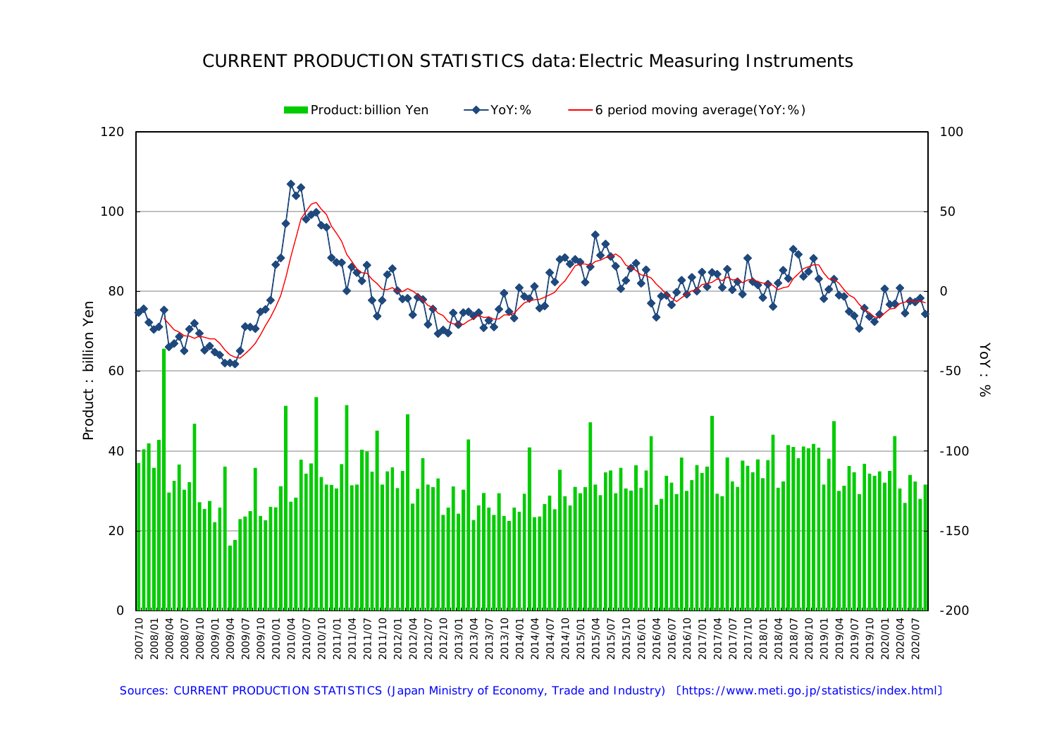# CURRENT PRODUCTION STATISTICS data:Electric Measuring Instruments

Product:billion Yen
YoY:%
6 period moving average(YoY:%)

Product : billion Yen

120
100
80
60
40
20
0

YoY : %

100
50
0
-50
-100
-150
-200

2007/10
2008/01
2008/04
2008/07
2008/10
2009/01
2009/04
2009/07
2009/10
2010/01
2010/04
2010/07
2010/10
2011/01
2011/04
2011/07
2011/10
2012/01
2012/04
2012/07
2012/10
2013/01
2013/04
2013/07
2013/10
2014/01
2014/04
2014/07
2014/10
2015/01
2015/04
2015/07
2015/10
2016/01
2016/04
2016/07
2016/10
2017/01
2017/04
2017/07
2017/10
2018/01
2018/04
2018/07
2018/10
2019/01
2019/04
2019/07
2019/10
2020/01
2020/04
2020/07

Sources: CURRENT PRODUCTION STATISTICS (Japan Ministry of Economy, Trade and Industry) 〔https://www.meti.go.jp/statistics/index.html〕